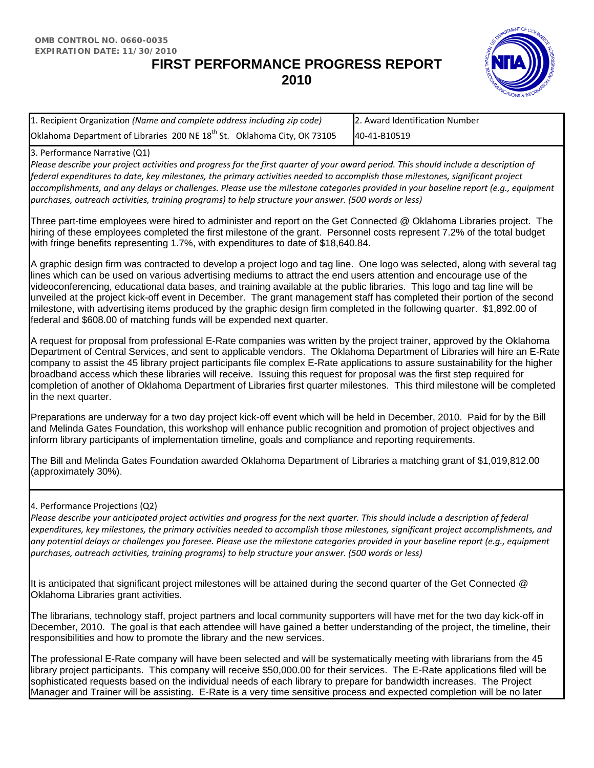**OMB CONTROL NO. 0660-0035**
**EXPIRATION DATE: 11/30/2010**

# FIRST PERFORMANCE PROGRESS REPORT 2010

| 1. Recipient Organization *(Name and complete address including zip code)* | 2. Award Identification Number |
| --- | --- |
| Oklahoma Department of Libraries 200 NE 18th St. Oklahoma City, OK 73105 | 40-41-B10519 |

3. Performance Narrative (Q1)

*Please describe your project activities and progress for the first quarter of your award period. This should include a description of federal expenditures to date, key milestones, the primary activities needed to accomplish those milestones, significant project accomplishments, and any delays or challenges. Please use the milestone categories provided in your baseline report (e.g., equipment purchases, outreach activities, training programs) to help structure your answer. (500 words or less)*

Three part-time employees were hired to administer and report on the Get Connected @ Oklahoma Libraries project. The hiring of these employees completed the first milestone of the grant. Personnel costs represent 7.2% of the total budget with fringe benefits representing 1.7%, with expenditures to date of $18,640.84.

A graphic design firm was contracted to develop a project logo and tag line. One logo was selected, along with several tag lines which can be used on various advertising mediums to attract the end users attention and encourage use of the videoconferencing, educational data bases, and training available at the public libraries. This logo and tag line will be unveiled at the project kick-off event in December. The grant management staff has completed their portion of the second milestone, with advertising items produced by the graphic design firm completed in the following quarter. $1,892.00 of federal and $608.00 of matching funds will be expended next quarter.

A request for proposal from professional E-Rate companies was written by the project trainer, approved by the Oklahoma Department of Central Services, and sent to applicable vendors. The Oklahoma Department of Libraries will hire an E-Rate company to assist the 45 library project participants file complex E-Rate applications to assure sustainability for the higher broadband access which these libraries will receive. Issuing this request for proposal was the first step required for completion of another of Oklahoma Department of Libraries first quarter milestones. This third milestone will be completed in the next quarter.

Preparations are underway for a two day project kick-off event which will be held in December, 2010. Paid for by the Bill and Melinda Gates Foundation, this workshop will enhance public recognition and promotion of project objectives and inform library participants of implementation timeline, goals and compliance and reporting requirements.

The Bill and Melinda Gates Foundation awarded Oklahoma Department of Libraries a matching grant of $1,019,812.00 (approximately 30%).

4. Performance Projections (Q2)

*Please describe your anticipated project activities and progress for the next quarter. This should include a description of federal expenditures, key milestones, the primary activities needed to accomplish those milestones, significant project accomplishments, and any potential delays or challenges you foresee. Please use the milestone categories provided in your baseline report (e.g., equipment purchases, outreach activities, training programs) to help structure your answer. (500 words or less)*

It is anticipated that significant project milestones will be attained during the second quarter of the Get Connected @ Oklahoma Libraries grant activities.

The librarians, technology staff, project partners and local community supporters will have met for the two day kick-off in December, 2010. The goal is that each attendee will have gained a better understanding of the project, the timeline, their responsibilities and how to promote the library and the new services.

The professional E-Rate company will have been selected and will be systematically meeting with librarians from the 45 library project participants. This company will receive $50,000.00 for their services. The E-Rate applications filed will be sophisticated requests based on the individual needs of each library to prepare for bandwidth increases. The Project Manager and Trainer will be assisting. E-Rate is a very time sensitive process and expected completion will be no later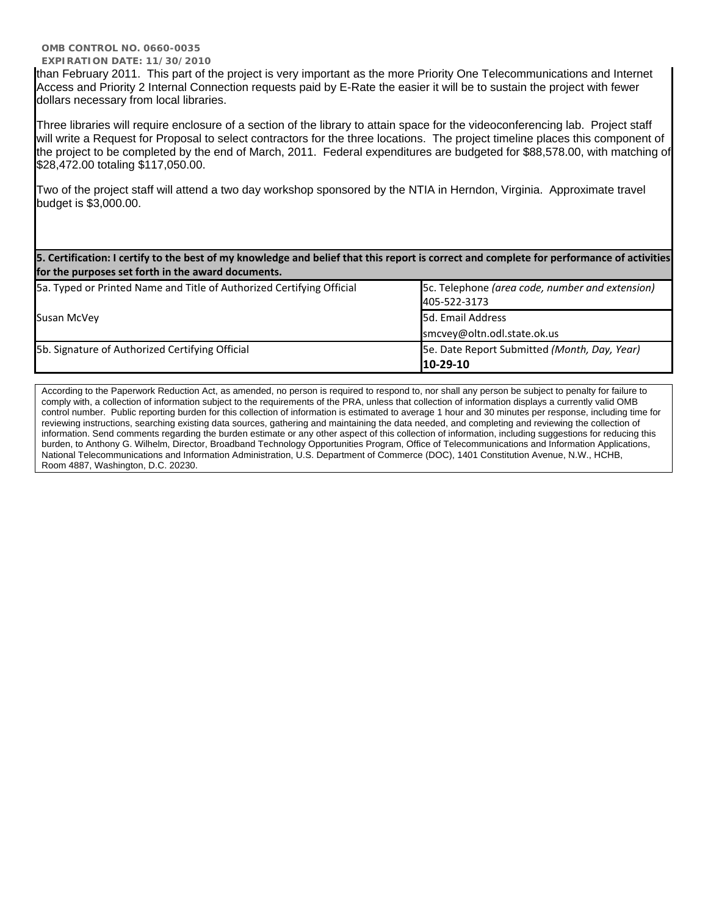than February 2011. This part of the project is very important as the more Priority One Telecommunications and Internet Access and Priority 2 Internal Connection requests paid by E-Rate the easier it will be to sustain the project with fewer dollars necessary from local libraries.

Three libraries will require enclosure of a section of the library to attain space for the videoconferencing lab. Project staff will write a Request for Proposal to select contractors for the three locations. The project timeline places this component of the project to be completed by the end of March, 2011. Federal expenditures are budgeted for $88,578.00, with matching of $28,472.00 totaling $117,050.00.

Two of the project staff will attend a two day workshop sponsored by the NTIA in Herndon, Virginia. Approximate travel budget is $3,000.00.

| **5. Certification: I certify to the best of my knowledge and belief that this report is correct and complete for performance of activities for the purposes set forth in the award documents.** | |
|---|---|
| 5a. Typed or Printed Name and Title of Authorized Certifying Official | 5c. Telephone *(area code, number and extension)* 405-522-3173 |
| Susan McVey | 5d. Email Address smcvey@oltn.odl.state.ok.us |
| 5b. Signature of Authorized Certifying Official | 5e. Date Report Submitted *(Month, Day, Year)* **10-29-10** |

According to the Paperwork Reduction Act, as amended, no person is required to respond to, nor shall any person be subject to penalty for failure to comply with, a collection of information subject to the requirements of the PRA, unless that collection of information displays a currently valid OMB control number. Public reporting burden for this collection of information is estimated to average 1 hour and 30 minutes per response, including time for reviewing instructions, searching existing data sources, gathering and maintaining the data needed, and completing and reviewing the collection of information. Send comments regarding the burden estimate or any other aspect of this collection of information, including suggestions for reducing this burden, to Anthony G. Wilhelm, Director, Broadband Technology Opportunities Program, Office of Telecommunications and Information Applications, National Telecommunications and Information Administration, U.S. Department of Commerce (DOC), 1401 Constitution Avenue, N.W., HCHB, Room 4887, Washington, D.C. 20230.